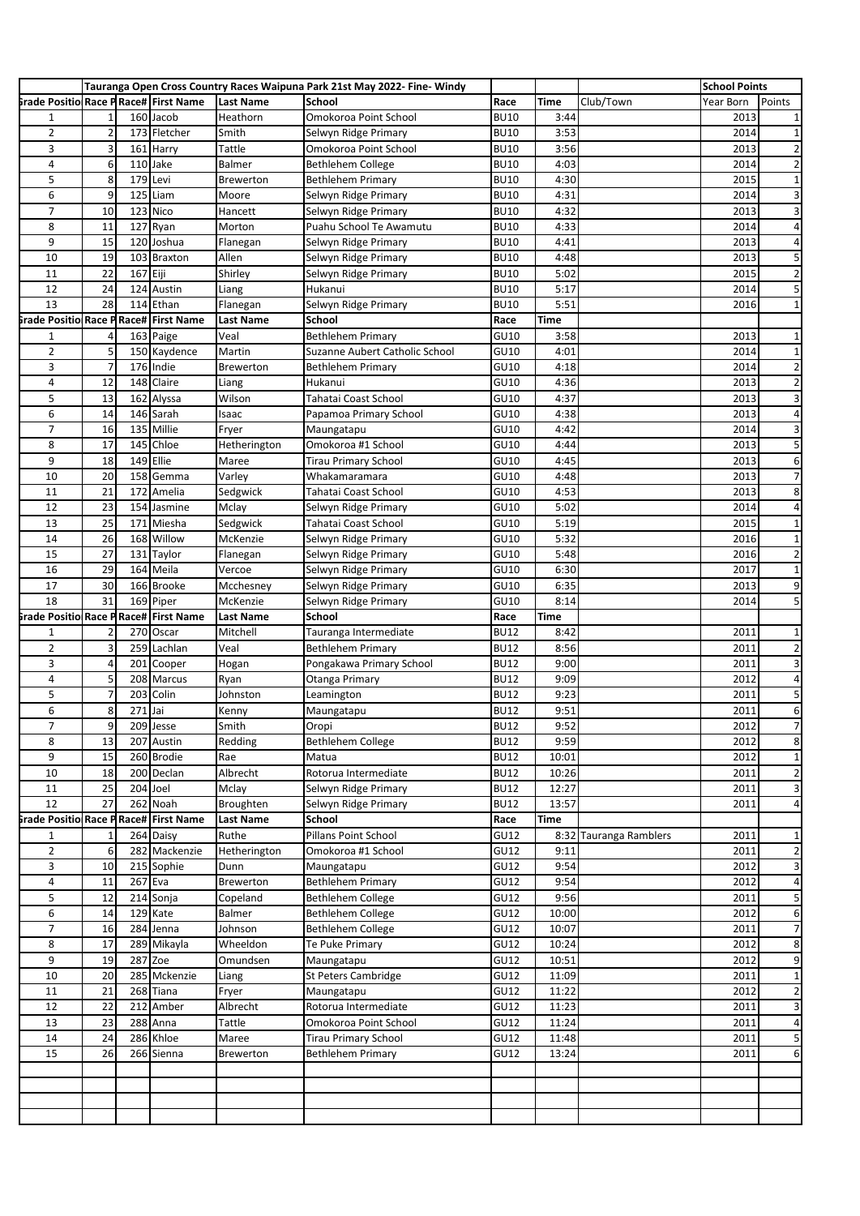| | | | | | Tauranga Open Cross Country Races Waipuna Park 21st May 2022- Fine- Windy | | | | School Points | |
|---|---|---|---|---|---|---|---|---|---|---|
| Grade Positio | Race P | Race# | First Name | Last Name | School | Race | Time | Club/Town | Year Born | Points |
| 1 | 1 | 160 | Jacob | Heathorn | Omokoroa Point School | BU10 | 3:44 | | 2013 | 1 |
| 2 | 2 | 173 | Fletcher | Smith | Selwyn Ridge Primary | BU10 | 3:53 | | 2014 | 1 |
| 3 | 3 | 161 | Harry | Tattle | Omokoroa Point School | BU10 | 3:56 | | 2013 | 2 |
| 4 | 6 | 110 | Jake | Balmer | Bethlehem College | BU10 | 4:03 | | 2014 | 2 |
| 5 | 8 | 179 | Levi | Brewerton | Bethlehem Primary | BU10 | 4:30 | | 2015 | 1 |
| 6 | 9 | 125 | Liam | Moore | Selwyn Ridge Primary | BU10 | 4:31 | | 2014 | 3 |
| 7 | 10 | 123 | Nico | Hancett | Selwyn Ridge Primary | BU10 | 4:32 | | 2013 | 3 |
| 8 | 11 | 127 | Ryan | Morton | Puahu School Te Awamutu | BU10 | 4:33 | | 2014 | 4 |
| 9 | 15 | 120 | Joshua | Flanegan | Selwyn Ridge Primary | BU10 | 4:41 | | 2013 | 4 |
| 10 | 19 | 103 | Braxton | Allen | Selwyn Ridge Primary | BU10 | 4:48 | | 2013 | 5 |
| 11 | 22 | 167 | Eiji | Shirley | Selwyn Ridge Primary | BU10 | 5:02 | | 2015 | 2 |
| 12 | 24 | 124 | Austin | Liang | Hukanui | BU10 | 5:17 | | 2014 | 5 |
| 13 | 28 | 114 | Ethan | Flanegan | Selwyn Ridge Primary | BU10 | 5:51 | | 2016 | 1 |
| Grade Positio | Race P | Race# | First Name | Last Name | School | Race | Time | | | |
| 1 | 4 | 163 | Paige | Veal | Bethlehem Primary | GU10 | 3:58 | | 2013 | 1 |
| 2 | 5 | 150 | Kaydence | Martin | Suzanne Aubert Catholic School | GU10 | 4:01 | | 2014 | 1 |
| 3 | 7 | 176 | Indie | Brewerton | Bethlehem Primary | GU10 | 4:18 | | 2014 | 2 |
| 4 | 12 | 148 | Claire | Liang | Hukanui | GU10 | 4:36 | | 2013 | 2 |
| 5 | 13 | 162 | Alyssa | Wilson | Tahatai Coast School | GU10 | 4:37 | | 2013 | 3 |
| 6 | 14 | 146 | Sarah | Isaac | Papamoa Primary School | GU10 | 4:38 | | 2013 | 4 |
| 7 | 16 | 135 | Millie | Fryer | Maungatapu | GU10 | 4:42 | | 2014 | 3 |
| 8 | 17 | 145 | Chloe | Hetherington | Omokoroa #1 School | GU10 | 4:44 | | 2013 | 5 |
| 9 | 18 | 149 | Ellie | Maree | Tirau Primary School | GU10 | 4:45 | | 2013 | 6 |
| 10 | 20 | 158 | Gemma | Varley | Whakamaramara | GU10 | 4:48 | | 2013 | 7 |
| 11 | 21 | 172 | Amelia | Sedgwick | Tahatai Coast School | GU10 | 4:53 | | 2013 | 8 |
| 12 | 23 | 154 | Jasmine | Mclay | Selwyn Ridge Primary | GU10 | 5:02 | | 2014 | 4 |
| 13 | 25 | 171 | Miesha | Sedgwick | Tahatai Coast School | GU10 | 5:19 | | 2015 | 1 |
| 14 | 26 | 168 | Willow | McKenzie | Selwyn Ridge Primary | GU10 | 5:32 | | 2016 | 1 |
| 15 | 27 | 131 | Taylor | Flanegan | Selwyn Ridge Primary | GU10 | 5:48 | | 2016 | 2 |
| 16 | 29 | 164 | Meila | Vercoe | Selwyn Ridge Primary | GU10 | 6:30 | | 2017 | 1 |
| 17 | 30 | 166 | Brooke | Mcchesney | Selwyn Ridge Primary | GU10 | 6:35 | | 2013 | 9 |
| 18 | 31 | 169 | Piper | McKenzie | Selwyn Ridge Primary | GU10 | 8:14 | | 2014 | 5 |
| Grade Positio | Race P | Race# | First Name | Last Name | School | Race | Time | | | |
| 1 | 2 | 270 | Oscar | Mitchell | Tauranga Intermediate | BU12 | 8:42 | | 2011 | 1 |
| 2 | 3 | 259 | Lachlan | Veal | Bethlehem Primary | BU12 | 8:56 | | 2011 | 2 |
| 3 | 4 | 201 | Cooper | Hogan | Pongakawa Primary School | BU12 | 9:00 | | 2011 | 3 |
| 4 | 5 | 208 | Marcus | Ryan | Otanga Primary | BU12 | 9:09 | | 2012 | 4 |
| 5 | 7 | 203 | Colin | Johnston | Leamington | BU12 | 9:23 | | 2011 | 5 |
| 6 | 8 | 271 | Jai | Kenny | Maungatapu | BU12 | 9:51 | | 2011 | 6 |
| 7 | 9 | 209 | Jesse | Smith | Oropi | BU12 | 9:52 | | 2012 | 7 |
| 8 | 13 | 207 | Austin | Redding | Bethlehem College | BU12 | 9:59 | | 2012 | 8 |
| 9 | 15 | 260 | Brodie | Rae | Matua | BU12 | 10:01 | | 2012 | 1 |
| 10 | 18 | 200 | Declan | Albrecht | Rotorua Intermediate | BU12 | 10:26 | | 2011 | 2 |
| 11 | 25 | 204 | Joel | Mclay | Selwyn Ridge Primary | BU12 | 12:27 | | 2011 | 3 |
| 12 | 27 | 262 | Noah | Broughten | Selwyn Ridge Primary | BU12 | 13:57 | | 2011 | 4 |
| Grade Positio | Race P | Race# | First Name | Last Name | School | Race | Time | | | |
| 1 | 1 | 264 | Daisy | Ruthe | Pillans Point School | GU12 | 8:32 | Tauranga Ramblers | 2011 | 1 |
| 2 | 6 | 282 | Mackenzie | Hetherington | Omokoroa #1 School | GU12 | 9:11 | | 2011 | 2 |
| 3 | 10 | 215 | Sophie | Dunn | Maungatapu | GU12 | 9:54 | | 2012 | 3 |
| 4 | 11 | 267 | Eva | Brewerton | Bethlehem Primary | GU12 | 9:54 | | 2012 | 4 |
| 5 | 12 | 214 | Sonja | Copeland | Bethlehem College | GU12 | 9:56 | | 2011 | 5 |
| 6 | 14 | 129 | Kate | Balmer | Bethlehem College | GU12 | 10:00 | | 2012 | 6 |
| 7 | 16 | 284 | Jenna | Johnson | Bethlehem College | GU12 | 10:07 | | 2011 | 7 |
| 8 | 17 | 289 | Mikayla | Wheeldon | Te Puke Primary | GU12 | 10:24 | | 2012 | 8 |
| 9 | 19 | 287 | Zoe | Omundsen | Maungatapu | GU12 | 10:51 | | 2012 | 9 |
| 10 | 20 | 285 | Mckenzie | Liang | St Peters Cambridge | GU12 | 11:09 | | 2011 | 1 |
| 11 | 21 | 268 | Tiana | Fryer | Maungatapu | GU12 | 11:22 | | 2012 | 2 |
| 12 | 22 | 212 | Amber | Albrecht | Rotorua Intermediate | GU12 | 11:23 | | 2011 | 3 |
| 13 | 23 | 288 | Anna | Tattle | Omokoroa Point School | GU12 | 11:24 | | 2011 | 4 |
| 14 | 24 | 286 | Khloe | Maree | Tirau Primary School | GU12 | 11:48 | | 2011 | 5 |
| 15 | 26 | 266 | Sienna | Brewerton | Bethlehem Primary | GU12 | 13:24 | | 2011 | 6 |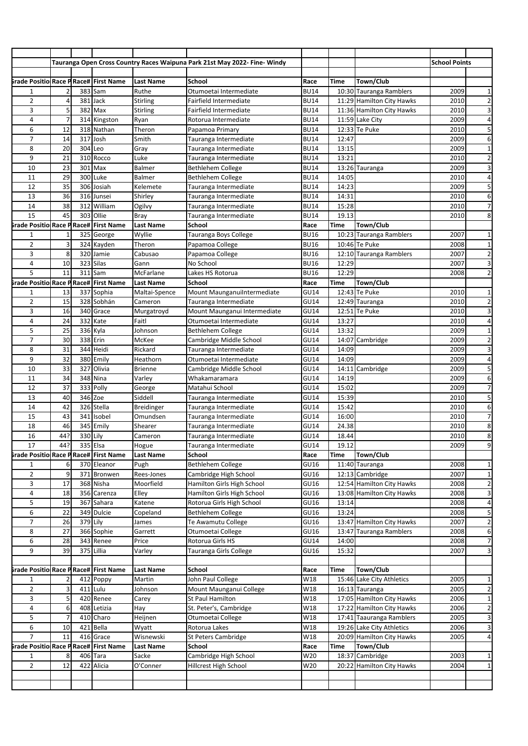| | | | | | | | | | | |
|---|---|---|---|---|---|---|---|---|---|---|
| | | | | | Tauranga Open Cross Country Races Waipuna Park 21st May 2022- Fine- Windy | | | | School Points | |
| | | | | | | | | | | |
| Grade Positio | Race P | Race# | First Name | Last Name | School | Race | Time | Town/Club | | |
| 1 | 2 | 383 | Sam | Ruthe | Otumoetai Intermediate | BU14 | 10:30 | Tauranga Ramblers | 2009 | 1 |
| 2 | 4 | 381 | Jack | Stirling | Fairfield Intermediate | BU14 | 11:29 | Hamilton City Hawks | 2010 | 2 |
| 3 | 5 | 382 | Max | Stirling | Fairfield Intermediate | BU14 | 11:36 | Hamilton City Hawks | 2010 | 3 |
| 4 | 7 | 314 | Kingston | Ryan | Rotorua Intermediate | BU14 | 11:59 | Lake City | 2009 | 4 |
| 6 | 12 | 318 | Nathan | Theron | Papamoa Primary | BU14 | 12:33 | Te Puke | 2010 | 5 |
| 7 | 14 | 317 | Josh | Smith | Tauranga Intermediate | BU14 | 12:47 | | 2009 | 6 |
| 8 | 20 | 304 | Leo | Gray | Tauranga Intermediate | BU14 | 13:15 | | 2009 | 1 |
| 9 | 21 | 310 | Rocco | Luke | Tauranga Intermediate | BU14 | 13:21 | | 2010 | 2 |
| 10 | 23 | 301 | Max | Balmer | Bethlehem College | BU14 | 13:26 | Tauranga | 2009 | 3 |
| 11 | 29 | 300 | Luke | Balmer | Bethlehem College | BU14 | 14:05 | | 2010 | 4 |
| 12 | 35 | 306 | Josiah | Kelemete | Tauranga Intermediate | BU14 | 14:23 | | 2009 | 5 |
| 13 | 36 | 316 | Junsei | Shirley | Tauranga Intermediate | BU14 | 14:31 | | 2010 | 6 |
| 14 | 38 | 312 | William | Ogilvy | Tauranga Intermediate | BU14 | 15:28 | | 2010 | 7 |
| 15 | 45 | 303 | Ollie | Bray | Tauranga Intermediate | BU14 | 19.13 | | 2010 | 8 |
| Grade Positio | Race P | Race# | First Name | Last Name | School | Race | Time | Town/Club | | |
| 1 | 1 | 325 | George | Wyllie | Tauranga Boys College | BU16 | 10:23 | Tauranga Ramblers | 2007 | 1 |
| 2 | 3 | 324 | Kayden | Theron | Papamoa College | BU16 | 10:46 | Te Puke | 2008 | 1 |
| 3 | 8 | 320 | Jamie | Cabusao | Papamoa College | BU16 | 12:10 | Tauranga Ramblers | 2007 | 2 |
| 4 | 10 | 323 | Silas | Gann | No School | BU16 | 12:29 | | 2007 | 3 |
| 5 | 11 | 311 | Sam | McFarlane | Lakes HS Rotorua | BU16 | 12:29 | | 2008 | 2 |
| Grade Positio | Race P | Race# | First Name | Last Name | School | Race | Time | Town/Club | | |
| 1 | 13 | 337 | Sophia | Maltai-Spence | Mount MaunganuiIntermediate | GU14 | 12:43 | Te Puke | 2010 | 1 |
| 2 | 15 | 328 | Sobhán | Cameron | Tauranga Intermediate | GU14 | 12:49 | Tauranga | 2010 | 2 |
| 3 | 16 | 340 | Grace | Murgatroyd | Mount Maunganui Intermediate | GU14 | 12:51 | Te Puke | 2010 | 3 |
| 4 | 24 | 332 | Kate | Faitl | Otumoetai Intermediate | GU14 | 13:27 | | 2010 | 4 |
| 5 | 25 | 336 | Kyla | Johnson | Bethlehem College | GU14 | 13:32 | | 2009 | 1 |
| 7 | 30 | 338 | Erin | McKee | Cambridge Middle School | GU14 | 14:07 | Cambridge | 2009 | 2 |
| 8 | 31 | 344 | Heidi | Rickard | Tauranga Intermediate | GU14 | 14:09 | | 2009 | 3 |
| 9 | 32 | 380 | Emily | Heathorn | Otumoetai Intermediate | GU14 | 14:09 | | 2009 | 4 |
| 10 | 33 | 327 | Olivia | Brienne | Cambridge Middle School | GU14 | 14:11 | Cambridge | 2009 | 5 |
| 11 | 34 | 348 | Nina | Varley | Whakamaramara | GU14 | 14:19 | | 2009 | 6 |
| 12 | 37 | 333 | Polly | George | Matahui School | GU14 | 15:02 | | 2009 | 7 |
| 13 | 40 | 346 | Zoe | Siddell | Tauranga Intermediate | GU14 | 15:39 | | 2010 | 5 |
| 14 | 42 | 326 | Stella | Breidinger | Tauranga Intermediate | GU14 | 15:42 | | 2010 | 6 |
| 15 | 43 | 341 | Isobel | Omundsen | Tauranga Intermediate | GU14 | 16:00 | | 2010 | 7 |
| 18 | 46 | 345 | Emily | Shearer | Tauranga Intermediate | GU14 | 24.38 | | 2010 | 8 |
| 16 | 44? | 330 | Lily | Cameron | Tauranga Intermediate | GU14 | 18.44 | | 2010 | 8 |
| 17 | 44? | 335 | Elsa | Hogue | Tauranga Intermediate | GU14 | 19.12 | | 2009 | 9 |
| Grade Positio | Race P | Race# | First Name | Last Name | School | Race | Time | Town/Club | | |
| 1 | 6 | 370 | Eleanor | Pugh | Bethlehem College | GU16 | 11:40 | Tauranga | 2008 | 1 |
| 2 | 9 | 371 | Bronwen | Rees-Jones | Cambridge High School | GU16 | 12:13 | Cambridge | 2007 | 1 |
| 3 | 17 | 368 | Nisha | Moorfield | Hamilton Girls High School | GU16 | 12:54 | Hamilton City Hawks | 2008 | 2 |
| 4 | 18 | 356 | Carenza | Elley | Hamilton Girls High School | GU16 | 13:08 | Hamilton City Hawks | 2008 | 3 |
| 5 | 19 | 367 | Sahara | Katene | Rotorua Girls High School | GU16 | 13:14 | | 2008 | 4 |
| 6 | 22 | 349 | Dulcie | Copeland | Bethlehem College | GU16 | 13:24 | | 2008 | 5 |
| 7 | 26 | 379 | Lily | James | Te Awamutu College | GU16 | 13:47 | Hamilton City Hawks | 2007 | 2 |
| 8 | 27 | 366 | Sophie | Garrett | Otumoetai College | GU16 | 13:47 | Tauranga Ramblers | 2008 | 6 |
| 6 | 28 | 343 | Renee | Price | Rotorua Girls HS | GU14 | 14:00 | | 2008 | 7 |
| 9 | 39 | 375 | Lillia | Varley | Tauranga Girls College | GU16 | 15:32 | | 2007 | 3 |
| | | | | | | | | | | |
| Grade Positio | Race P | Race# | First Name | Last Name | School | Race | Time | Town/Club | | |
| 1 | 2 | 412 | Poppy | Martin | John Paul College | W18 | 15:46 | Lake City Athletics | 2005 | 1 |
| 2 | 3 | 411 | Lulu | Johnson | Mount Maunganui College | W18 | 16:13 | Tauranga | 2005 | 2 |
| 3 | 5 | 420 | Renee | Carey | St Paul Hamilton | W18 | 17:05 | Hamilton City Hawks | 2006 | 1 |
| 4 | 6 | 408 | Letizia | Hay | St. Peter's, Cambridge | W18 | 17:22 | Hamilton City Hawks | 2006 | 2 |
| 5 | 7 | 410 | Charo | Heijnen | Otumoetai College | W18 | 17:41 | Taauranga Ramblers | 2005 | 3 |
| 6 | 10 | 421 | Bella | Wyatt | Rotorua Lakes | W18 | 19:26 | Lake City Athletics | 2006 | 3 |
| 7 | 11 | 416 | Grace | Wisnewski | St Peters Cambridge | W18 | 20:09 | Hamilton City Hawks | 2005 | 4 |
| Grade Positio | Race P | Race# | First Name | Last Name | School | Race | Time | Town/Club | | |
| 1 | 8 | 406 | Tara | Sacke | Cambridge High School | W20 | 18:37 | Cambridge | 2003 | 1 |
| 2 | 12 | 422 | Alicia | O'Conner | Hillcrest High School | W20 | 20:22 | Hamilton City Hawks | 2004 | 1 |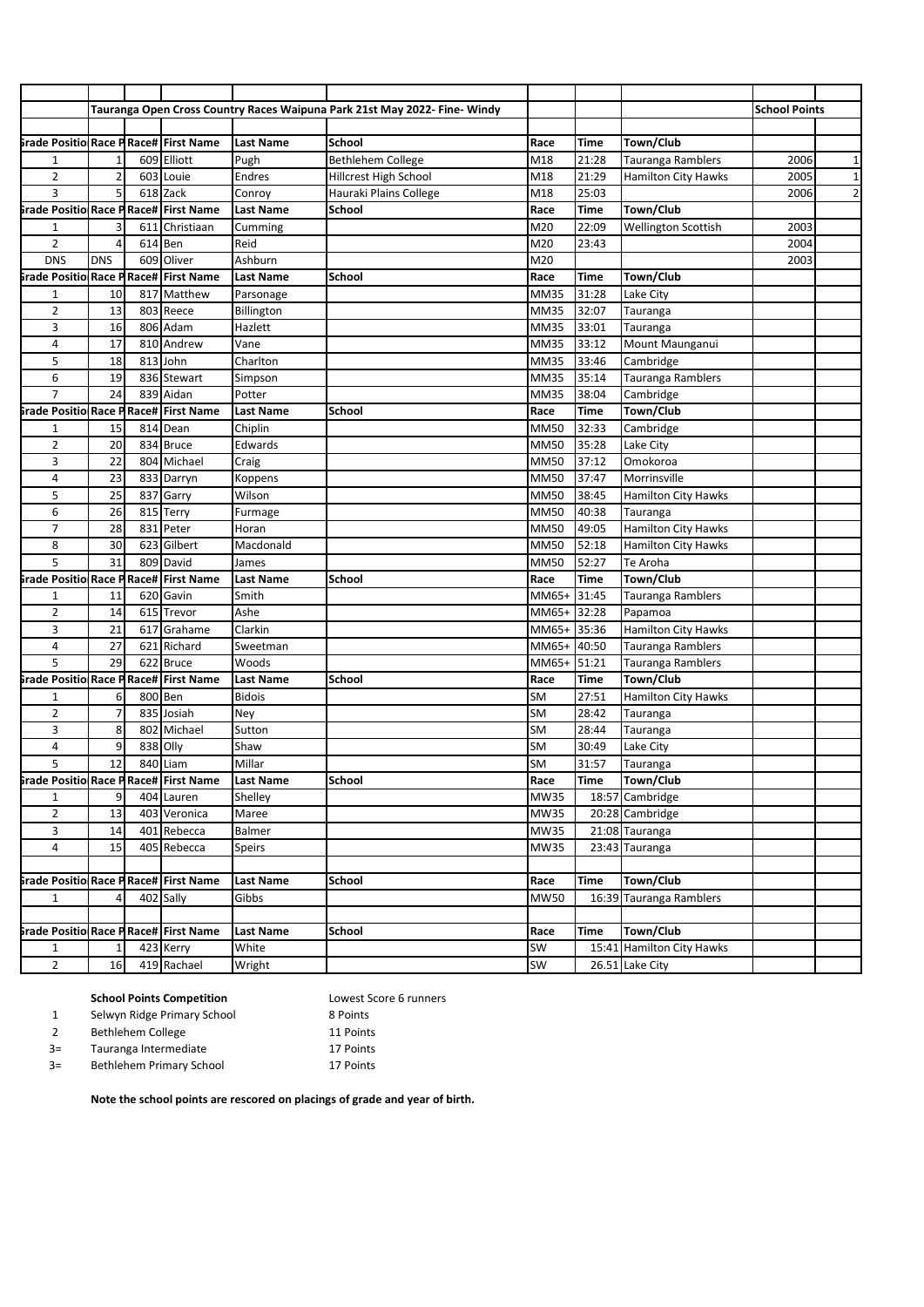| | | | | | | | | | | |
|---|---|---|---|---|---|---|---|---|---|---|
| | Tauranga Open Cross Country Races Waipuna Park 21st May 2022- Fine- Windy | | | | | | | | School Points | |
| Grade Positio | Race P | Race# | First Name | Last Name | School | Race | Time | Town/Club | | |
| 1 | 1 | 609 | Elliott | Pugh | Bethlehem College | M18 | 21:28 | Tauranga Ramblers | 2006 | 1 |
| 2 | 2 | 603 | Louie | Endres | Hillcrest High School | M18 | 21:29 | Hamilton City Hawks | 2005 | 1 |
| 3 | 5 | 618 | Zack | Conroy | Hauraki Plains College | M18 | 25:03 | | 2006 | 2 |
| Grade Positio | Race P | Race# | First Name | Last Name | School | Race | Time | Town/Club | | |
| 1 | 3 | 611 | Christiaan | Cumming | | M20 | 22:09 | Wellington Scottish | 2003 | |
| 2 | 4 | 614 | Ben | Reid | | M20 | 23:43 | | 2004 | |
| DNS | DNS | 609 | Oliver | Ashburn | | M20 | | | 2003 | |
| Grade Positio | Race P | Race# | First Name | Last Name | School | Race | Time | Town/Club | | |
| 1 | 10 | 817 | Matthew | Parsonage | | MM35 | 31:28 | Lake City | | |
| 2 | 13 | 803 | Reece | Billington | | MM35 | 32:07 | Tauranga | | |
| 3 | 16 | 806 | Adam | Hazlett | | MM35 | 33:01 | Tauranga | | |
| 4 | 17 | 810 | Andrew | Vane | | MM35 | 33:12 | Mount Maunganui | | |
| 5 | 18 | 813 | John | Charlton | | MM35 | 33:46 | Cambridge | | |
| 6 | 19 | 836 | Stewart | Simpson | | MM35 | 35:14 | Tauranga Ramblers | | |
| 7 | 24 | 839 | Aidan | Potter | | MM35 | 38:04 | Cambridge | | |
| Grade Positio | Race P | Race# | First Name | Last Name | School | Race | Time | Town/Club | | |
| 1 | 15 | 814 | Dean | Chiplin | | MM50 | 32:33 | Cambridge | | |
| 2 | 20 | 834 | Bruce | Edwards | | MM50 | 35:28 | Lake City | | |
| 3 | 22 | 804 | Michael | Craig | | MM50 | 37:12 | Omokoroa | | |
| 4 | 23 | 833 | Darryn | Koppens | | MM50 | 37:47 | Morrinsville | | |
| 5 | 25 | 837 | Garry | Wilson | | MM50 | 38:45 | Hamilton City Hawks | | |
| 6 | 26 | 815 | Terry | Furmage | | MM50 | 40:38 | Tauranga | | |
| 7 | 28 | 831 | Peter | Horan | | MM50 | 49:05 | Hamilton City Hawks | | |
| 8 | 30 | 623 | Gilbert | Macdonald | | MM50 | 52:18 | Hamilton City Hawks | | |
| 5 | 31 | 809 | David | James | | MM50 | 52:27 | Te Aroha | | |
| Grade Positio | Race P | Race# | First Name | Last Name | School | Race | Time | Town/Club | | |
| 1 | 11 | 620 | Gavin | Smith | | MM65+ | 31:45 | Tauranga Ramblers | | |
| 2 | 14 | 615 | Trevor | Ashe | | MM65+ | 32:28 | Papamoa | | |
| 3 | 21 | 617 | Grahame | Clarkin | | MM65+ | 35:36 | Hamilton City Hawks | | |
| 4 | 27 | 621 | Richard | Sweetman | | MM65+ | 40:50 | Tauranga Ramblers | | |
| 5 | 29 | 622 | Bruce | Woods | | MM65+ | 51:21 | Tauranga Ramblers | | |
| Grade Positio | Race P | Race# | First Name | Last Name | School | Race | Time | Town/Club | | |
| 1 | 6 | 800 | Ben | Bidois | | SM | 27:51 | Hamilton City Hawks | | |
| 2 | 7 | 835 | Josiah | Ney | | SM | 28:42 | Tauranga | | |
| 3 | 8 | 802 | Michael | Sutton | | SM | 28:44 | Tauranga | | |
| 4 | 9 | 838 | Olly | Shaw | | SM | 30:49 | Lake City | | |
| 5 | 12 | 840 | Liam | Millar | | SM | 31:57 | Tauranga | | |
| Grade Positio | Race P | Race# | First Name | Last Name | School | Race | Time | Town/Club | | |
| 1 | 9 | 404 | Lauren | Shelley | | MW35 | 18:57 | Cambridge | | |
| 2 | 13 | 403 | Veronica | Maree | | MW35 | 20:28 | Cambridge | | |
| 3 | 14 | 401 | Rebecca | Balmer | | MW35 | 21:08 | Tauranga | | |
| 4 | 15 | 405 | Rebecca | Speirs | | MW35 | 23:43 | Tauranga | | |
| Grade Positio | Race P | Race# | First Name | Last Name | School | Race | Time | Town/Club | | |
| 1 | 4 | 402 | Sally | Gibbs | | MW50 | 16:39 | Tauranga Ramblers | | |
| Grade Positio | Race P | Race# | First Name | Last Name | School | Race | Time | Town/Club | | |
| 1 | 1 | 423 | Kerry | White | | SW | 15:41 | Hamilton City Hawks | | |
| 2 | 16 | 419 | Rachael | Wright | | SW | 26.51 | Lake City | | |

**School Points Competition** — Lowest Score 6 runners

| | | |
|---|---|---|
| 1 | Selwyn Ridge Primary School | 8 Points |
| 2 | Bethlehem College | 11 Points |
| 3= | Tauranga Intermediate | 17 Points |
| 3= | Bethlehem Primary School | 17 Points |

**Note the school points are rescored on placings of grade and year of birth.**